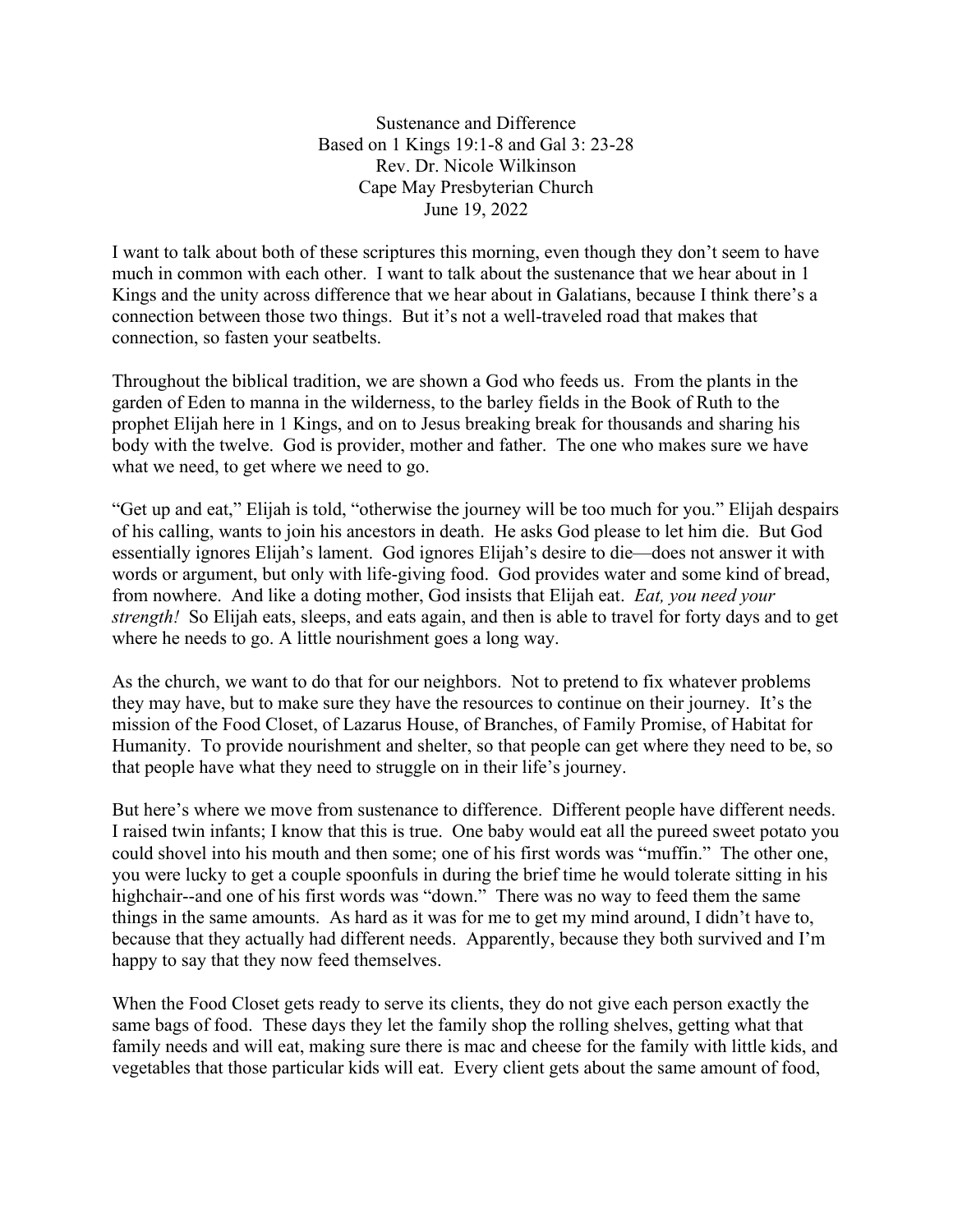# Sustenance and Difference

Based on 1 Kings 19:1-8 and Gal 3: 23-28
Rev. Dr. Nicole Wilkinson
Cape May Presbyterian Church
June 19, 2022

I want to talk about both of these scriptures this morning, even though they don't seem to have much in common with each other. I want to talk about the sustenance that we hear about in 1 Kings and the unity across difference that we hear about in Galatians, because I think there's a connection between those two things. But it's not a well-traveled road that makes that connection, so fasten your seatbelts.

Throughout the biblical tradition, we are shown a God who feeds us. From the plants in the garden of Eden to manna in the wilderness, to the barley fields in the Book of Ruth to the prophet Elijah here in 1 Kings, and on to Jesus breaking break for thousands and sharing his body with the twelve. God is provider, mother and father. The one who makes sure we have what we need, to get where we need to go.

"Get up and eat," Elijah is told, "otherwise the journey will be too much for you." Elijah despairs of his calling, wants to join his ancestors in death. He asks God please to let him die. But God essentially ignores Elijah's lament. God ignores Elijah's desire to die—does not answer it with words or argument, but only with life-giving food. God provides water and some kind of bread, from nowhere. And like a doting mother, God insists that Elijah eat. *Eat, you need your strength!* So Elijah eats, sleeps, and eats again, and then is able to travel for forty days and to get where he needs to go. A little nourishment goes a long way.

As the church, we want to do that for our neighbors. Not to pretend to fix whatever problems they may have, but to make sure they have the resources to continue on their journey. It's the mission of the Food Closet, of Lazarus House, of Branches, of Family Promise, of Habitat for Humanity. To provide nourishment and shelter, so that people can get where they need to be, so that people have what they need to struggle on in their life's journey.

But here's where we move from sustenance to difference. Different people have different needs. I raised twin infants; I know that this is true. One baby would eat all the pureed sweet potato you could shovel into his mouth and then some; one of his first words was "muffin." The other one, you were lucky to get a couple spoonfuls in during the brief time he would tolerate sitting in his highchair--and one of his first words was "down." There was no way to feed them the same things in the same amounts. As hard as it was for me to get my mind around, I didn't have to, because that they actually had different needs. Apparently, because they both survived and I'm happy to say that they now feed themselves.

When the Food Closet gets ready to serve its clients, they do not give each person exactly the same bags of food. These days they let the family shop the rolling shelves, getting what that family needs and will eat, making sure there is mac and cheese for the family with little kids, and vegetables that those particular kids will eat. Every client gets about the same amount of food,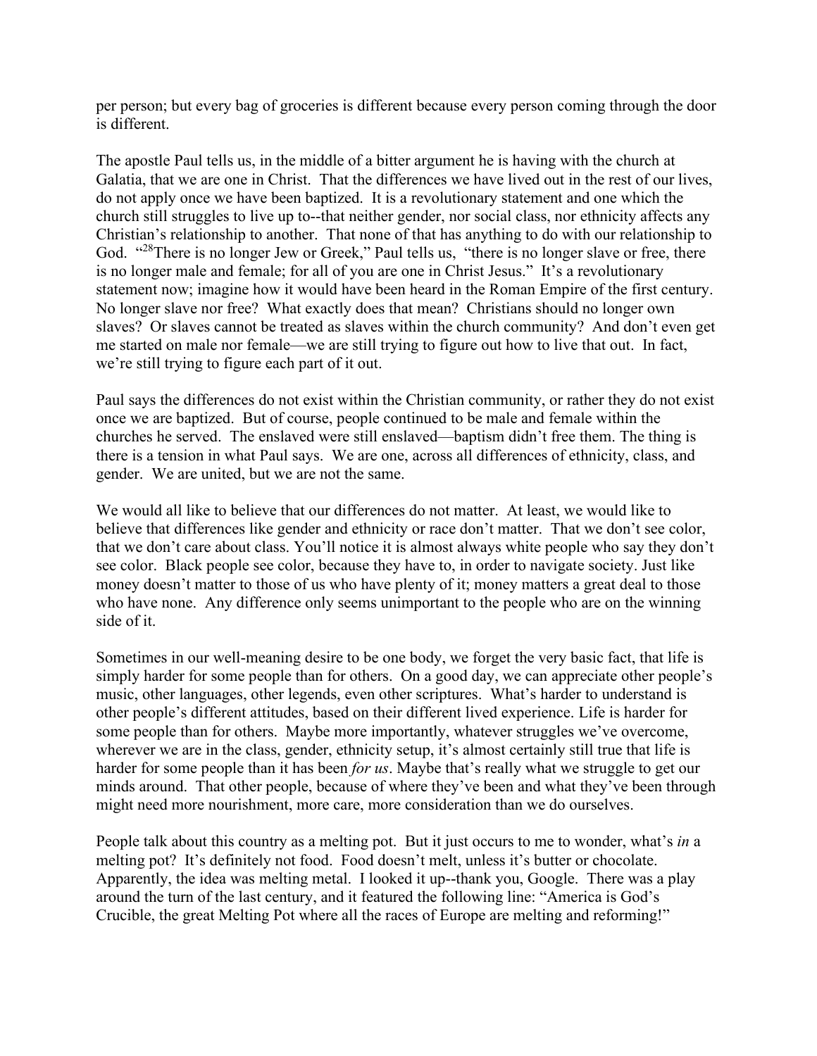per person; but every bag of groceries is different because every person coming through the door is different.

The apostle Paul tells us, in the middle of a bitter argument he is having with the church at Galatia, that we are one in Christ. That the differences we have lived out in the rest of our lives, do not apply once we have been baptized. It is a revolutionary statement and one which the church still struggles to live up to--that neither gender, nor social class, nor ethnicity affects any Christian's relationship to another. That none of that has anything to do with our relationship to God. "[28]There is no longer Jew or Greek," Paul tells us, "there is no longer slave or free, there is no longer male and female; for all of you are one in Christ Jesus." It's a revolutionary statement now; imagine how it would have been heard in the Roman Empire of the first century. No longer slave nor free? What exactly does that mean? Christians should no longer own slaves? Or slaves cannot be treated as slaves within the church community? And don't even get me started on male nor female—we are still trying to figure out how to live that out. In fact, we're still trying to figure each part of it out.

Paul says the differences do not exist within the Christian community, or rather they do not exist once we are baptized. But of course, people continued to be male and female within the churches he served. The enslaved were still enslaved—baptism didn't free them. The thing is there is a tension in what Paul says. We are one, across all differences of ethnicity, class, and gender. We are united, but we are not the same.

We would all like to believe that our differences do not matter. At least, we would like to believe that differences like gender and ethnicity or race don't matter. That we don't see color, that we don't care about class. You'll notice it is almost always white people who say they don't see color. Black people see color, because they have to, in order to navigate society. Just like money doesn't matter to those of us who have plenty of it; money matters a great deal to those who have none. Any difference only seems unimportant to the people who are on the winning side of it.

Sometimes in our well-meaning desire to be one body, we forget the very basic fact, that life is simply harder for some people than for others. On a good day, we can appreciate other people's music, other languages, other legends, even other scriptures. What's harder to understand is other people's different attitudes, based on their different lived experience. Life is harder for some people than for others. Maybe more importantly, whatever struggles we've overcome, wherever we are in the class, gender, ethnicity setup, it's almost certainly still true that life is harder for some people than it has been *for us*. Maybe that's really what we struggle to get our minds around. That other people, because of where they've been and what they've been through might need more nourishment, more care, more consideration than we do ourselves.

People talk about this country as a melting pot. But it just occurs to me to wonder, what's *in* a melting pot? It's definitely not food. Food doesn't melt, unless it's butter or chocolate. Apparently, the idea was melting metal. I looked it up--thank you, Google. There was a play around the turn of the last century, and it featured the following line: "America is God's Crucible, the great Melting Pot where all the races of Europe are melting and reforming!"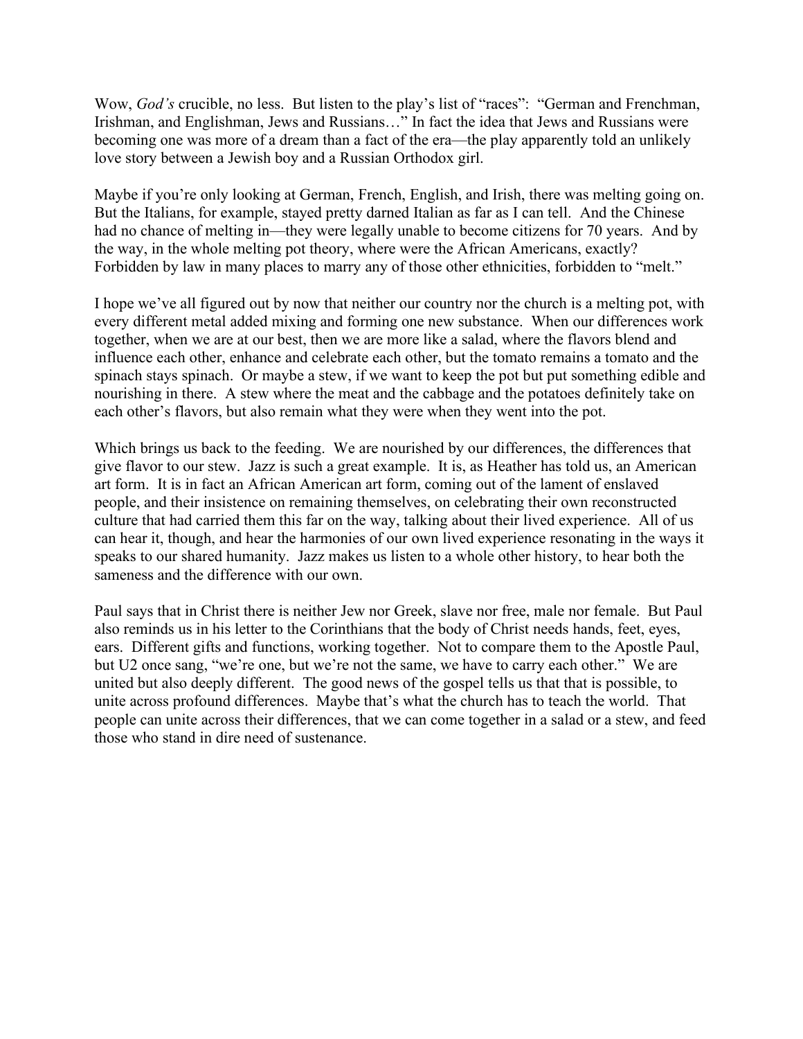Wow, *God's* crucible, no less. But listen to the play's list of "races": "German and Frenchman, Irishman, and Englishman, Jews and Russians…" In fact the idea that Jews and Russians were becoming one was more of a dream than a fact of the era—the play apparently told an unlikely love story between a Jewish boy and a Russian Orthodox girl.

Maybe if you're only looking at German, French, English, and Irish, there was melting going on. But the Italians, for example, stayed pretty darned Italian as far as I can tell. And the Chinese had no chance of melting in—they were legally unable to become citizens for 70 years. And by the way, in the whole melting pot theory, where were the African Americans, exactly? Forbidden by law in many places to marry any of those other ethnicities, forbidden to "melt."

I hope we've all figured out by now that neither our country nor the church is a melting pot, with every different metal added mixing and forming one new substance. When our differences work together, when we are at our best, then we are more like a salad, where the flavors blend and influence each other, enhance and celebrate each other, but the tomato remains a tomato and the spinach stays spinach. Or maybe a stew, if we want to keep the pot but put something edible and nourishing in there. A stew where the meat and the cabbage and the potatoes definitely take on each other's flavors, but also remain what they were when they went into the pot.

Which brings us back to the feeding. We are nourished by our differences, the differences that give flavor to our stew. Jazz is such a great example. It is, as Heather has told us, an American art form. It is in fact an African American art form, coming out of the lament of enslaved people, and their insistence on remaining themselves, on celebrating their own reconstructed culture that had carried them this far on the way, talking about their lived experience. All of us can hear it, though, and hear the harmonies of our own lived experience resonating in the ways it speaks to our shared humanity. Jazz makes us listen to a whole other history, to hear both the sameness and the difference with our own.

Paul says that in Christ there is neither Jew nor Greek, slave nor free, male nor female. But Paul also reminds us in his letter to the Corinthians that the body of Christ needs hands, feet, eyes, ears. Different gifts and functions, working together. Not to compare them to the Apostle Paul, but U2 once sang, "we're one, but we're not the same, we have to carry each other." We are united but also deeply different. The good news of the gospel tells us that that is possible, to unite across profound differences. Maybe that's what the church has to teach the world. That people can unite across their differences, that we can come together in a salad or a stew, and feed those who stand in dire need of sustenance.